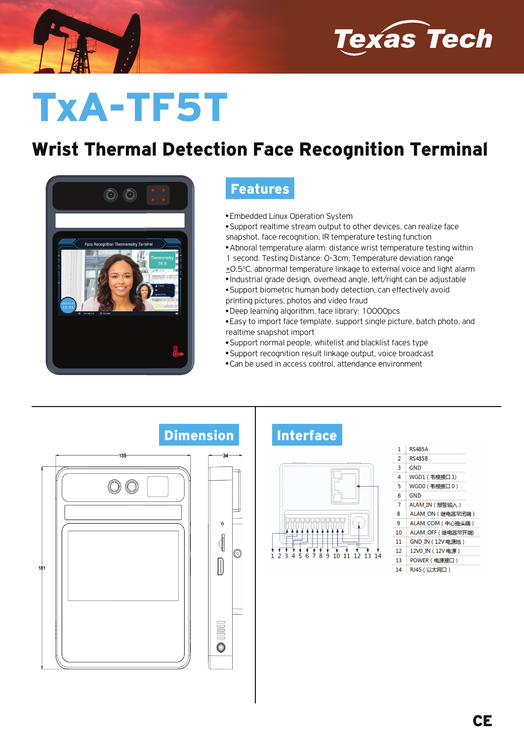Texas Tech

# TxA-TF5T

## Wrist Thermal Detection Face Recognition Terminal

### Features

- Embedded Linux Operation System
- Support realtime stream output to other devices, can realize face snapshot, face recognition, IR temperature testing function
- Abnoral temperature alarm: distance wrist temperature testing within 1 second. Testing Distance: 0-3cm; Temperature deviation range ±0.5°C, abnormal temperature linkage to external voice and light alarm
- Industrial grade design, overhead angle, left/right can be adjustable
- Support biometric human body detection, can effectively avoid printing pictures, photos and video fraud
- Deep learning algorithm, face library: 10000pcs
- Easy to import face template, support single picture, batch photo, and realtime snapshot import
- Support normal people, whitelist and blacklist faces type
- Support recognition result linkage output, voice broadcast
- Can be used in access control, attendance environment

### Dimension

135, 34, 181

### Interface

| | |
|---|---|
| 1 | RS485A |
| 2 | RS485B |
| 3 | GND |
| 4 | WGD1（韦根接口 1） |
| 5 | WGD0（韦根接口 0） |
| 6 | GND |
| 7 | ALAM_IN（报警输入） |
| 8 | ALAM_ON（继电器常闭端） |
| 9 | ALAM_COM（中心抽头端） |
| 10 | ALAM_OFF（继电器常开端） |
| 11 | GND_IN（12V 电源地） |
| 12 | 12V0_IN（12V 电源） |
| 13 | POWER（电源接口） |
| 14 | RJ45（以太网口） |

CE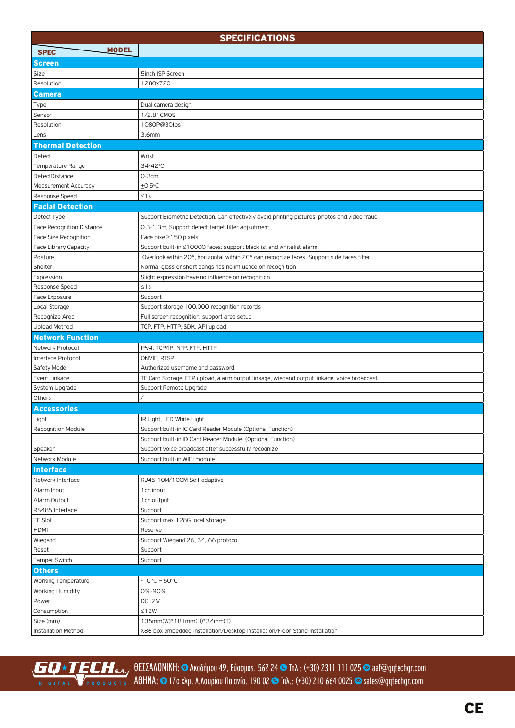## SPECIFICATIONS

| SPEC / MODEL | |
|---|---|
| **Screen** | |
| Size | 5inch ISP Screen |
| Resolution | 1280x720 |
| **Camera** | |
| Type | Dual camera design |
| Sensor | 1/2.8" CMOS |
| Resolution | 1080P@30fps |
| Lens | 3.6mm |
| **Thermal Detection** | |
| Detect | Wrist |
| Temperature Range | 34-42°C |
| DetectDistance | 0-3cm |
| Measurement Accuracy | ±0.5°C |
| Response Speed | ≤1s |
| **Facial Detection** | |
| Detect Type | Support Biometric Detection, Can effectively avoid printing pictures, photos and video fraud |
| Face Recognition Distance | 0.3-1.3m, Support detect target filter adjsutment |
| Face Size Recognition | Face pixel≥150 pixels |
| Face Library Capacity | Support built-in ≤10000 faces; support blacklist and whitelist alarm |
| Posture | Overlook within 20°, horizontal within 20° can recognize faces. Support side faces filter |
| Shelter | Normal glass or short bangs has no influence on recognition |
| Expression | Slight expression have no influence on recognition |
| Response Speed | ≤1s |
| Face Exposure | Support |
| Local Storage | Support storage 100,000 recognition records |
| Recognize Area | Full screen recognition, support area setup |
| Upload Method | TCP, FTP, HTTP, SDK, API upload |
| **Network Function** | |
| Network Protocol | IPv4, TCP/IP, NTP, FTP, HTTP |
| Interface Protocol | ONVIF, RTSP |
| Safety Mode | Authorized username and password |
| Event Linkage | TF Card Storage, FTP upload, alarm output linkage, wiegand output linkage, voice broadcast |
| System Upgrade | Support Remote Upgrade |
| Others | / |
| **Accessories** | |
| Light | IR Light, LED White Light |
| Recognition Module | Support built-in IC Card Reader Module (Optional Function) |
| | Support built-in ID Card Reader Module (Optional Function) |
| Speaker | Support voice broadcast after successfully recognize |
| Network Module | Support built-in WIFI module |
| **Interface** | |
| Network Interface | RJ45 10M/100M Self-adaptive |
| Alarm Input | 1ch input |
| Alarm Output | 1ch output |
| RS485 Interface | Support |
| TF Slot | Support max 128G local storage |
| HDMI | Reserve |
| Wiegand | Support Wiegand 26, 34, 66 protocol |
| Reset | Support |
| Tamper Switch | Support |
| **Others** | |
| Working Temperature | -10°C ~ 50°C |
| Working Humidity | 0%-90% |
| Power | DC12V |
| Consumption | ≤12W |
| Size (mm) | 135mm(W)*181mm(H)*34mm(T) |
| Installation Method | X86 box embedded installation/Desktop Installation/Floor Stand Installation |

GQ★TECH S.A. DIGITAL PRODUCTS

ΘΕΣΣΑΛΟΝΙΚΗ: Ακαδήμου 49, Εύοσμος, 562 24 Τηλ.: (+30) 2311 111 025 aaf@gqtechgr.com

ΑΘΗΝΑ: 17ο χλμ. Λ.Λαυρίου Παιανία, 190 02 Τηλ.: (+30) 210 664 0025 sales@gqtechgr.com

CE